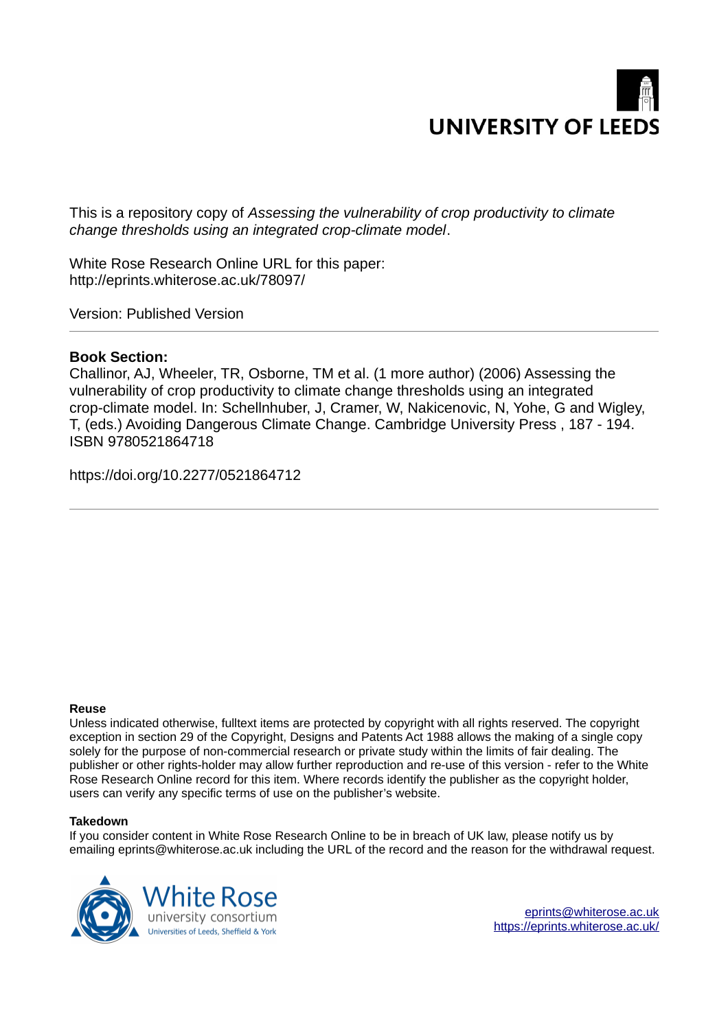UNIVERSITY OF LEEDS

This is a repository copy of *Assessing the vulnerability of crop productivity to climate change thresholds using an integrated crop-climate model*.

White Rose Research Online URL for this paper:
http://eprints.whiterose.ac.uk/78097/

Version: Published Version

**Book Section:**
Challinor, AJ, Wheeler, TR, Osborne, TM et al. (1 more author) (2006) Assessing the vulnerability of crop productivity to climate change thresholds using an integrated crop-climate model. In: Schellnhuber, J, Cramer, W, Nakicenovic, N, Yohe, G and Wigley, T, (eds.) Avoiding Dangerous Climate Change. Cambridge University Press , 187 - 194. ISBN 9780521864718

https://doi.org/10.2277/0521864712

---

**Reuse**
Unless indicated otherwise, fulltext items are protected by copyright with all rights reserved. The copyright exception in section 29 of the Copyright, Designs and Patents Act 1988 allows the making of a single copy solely for the purpose of non-commercial research or private study within the limits of fair dealing. The publisher or other rights-holder may allow further reproduction and re-use of this version - refer to the White Rose Research Online record for this item. Where records identify the publisher as the copyright holder, users can verify any specific terms of use on the publisher's website.

**Takedown**
If you consider content in White Rose Research Online to be in breach of UK law, please notify us by emailing eprints@whiterose.ac.uk including the URL of the record and the reason for the withdrawal request.

White Rose university consortium
Universities of Leeds, Sheffield & York

eprints@whiterose.ac.uk
https://eprints.whiterose.ac.uk/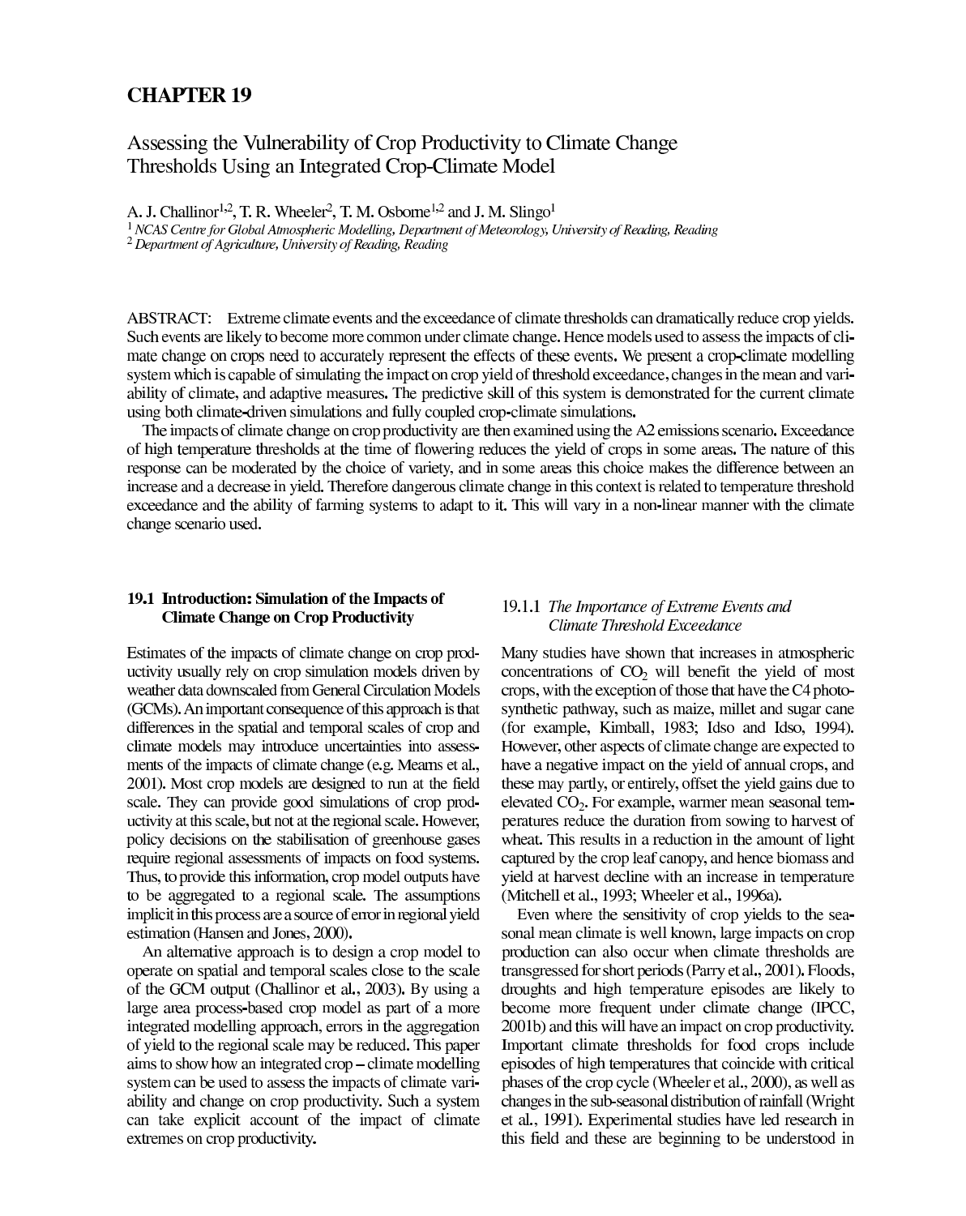# CHAPTER 19

## Assessing the Vulnerability of Crop Productivity to Climate Change Thresholds Using an Integrated Crop-Climate Model

A. J. Challinor[1,2], T. R. Wheeler[2], T. M. Osborne[1,2] and J. M. Slingo[1]

[1] *NCAS Centre for Global Atmospheric Modelling, Department of Meteorology, University of Reading, Reading*
[2] *Department of Agriculture, University of Reading, Reading*

ABSTRACT: Extreme climate events and the exceedance of climate thresholds can dramatically reduce crop yields. Such events are likely to become more common under climate change. Hence models used to assess the impacts of climate change on crops need to accurately represent the effects of these events. We present a crop-climate modelling system which is capable of simulating the impact on crop yield of threshold exceedance, changes in the mean and variability of climate, and adaptive measures. The predictive skill of this system is demonstrated for the current climate using both climate-driven simulations and fully coupled crop-climate simulations.

The impacts of climate change on crop productivity are then examined using the A2 emissions scenario. Exceedance of high temperature thresholds at the time of flowering reduces the yield of crops in some areas. The nature of this response can be moderated by the choice of variety, and in some areas this choice makes the difference between an increase and a decrease in yield. Therefore dangerous climate change in this context is related to temperature threshold exceedance and the ability of farming systems to adapt to it. This will vary in a non-linear manner with the climate change scenario used.

### 19.1 Introduction: Simulation of the Impacts of Climate Change on Crop Productivity

Estimates of the impacts of climate change on crop productivity usually rely on crop simulation models driven by weather data downscaled from General Circulation Models (GCMs). An important consequence of this approach is that differences in the spatial and temporal scales of crop and climate models may introduce uncertainties into assessments of the impacts of climate change (e.g. Mearns et al., 2001). Most crop models are designed to run at the field scale. They can provide good simulations of crop productivity at this scale, but not at the regional scale. However, policy decisions on the stabilisation of greenhouse gases require regional assessments of impacts on food systems. Thus, to provide this information, crop model outputs have to be aggregated to a regional scale. The assumptions implicit in this process are a source of error in regional yield estimation (Hansen and Jones, 2000).

An alternative approach is to design a crop model to operate on spatial and temporal scales close to the scale of the GCM output (Challinor et al., 2003). By using a large area process-based crop model as part of a more integrated modelling approach, errors in the aggregation of yield to the regional scale may be reduced. This paper aims to show how an integrated crop – climate modelling system can be used to assess the impacts of climate variability and change on crop productivity. Such a system can take explicit account of the impact of climate extremes on crop productivity.

#### 19.1.1 *The Importance of Extreme Events and Climate Threshold Exceedance*

Many studies have shown that increases in atmospheric concentrations of $CO_2$ will benefit the yield of most crops, with the exception of those that have the C4 photosynthetic pathway, such as maize, millet and sugar cane (for example, Kimball, 1983; Idso and Idso, 1994). However, other aspects of climate change are expected to have a negative impact on the yield of annual crops, and these may partly, or entirely, offset the yield gains due to elevated $CO_2$. For example, warmer mean seasonal temperatures reduce the duration from sowing to harvest of wheat. This results in a reduction in the amount of light captured by the crop leaf canopy, and hence biomass and yield at harvest decline with an increase in temperature (Mitchell et al., 1993; Wheeler et al., 1996a).

Even where the sensitivity of crop yields to the seasonal mean climate is well known, large impacts on crop production can also occur when climate thresholds are transgressed for short periods (Parry et al., 2001). Floods, droughts and high temperature episodes are likely to become more frequent under climate change (IPCC, 2001b) and this will have an impact on crop productivity. Important climate thresholds for food crops include episodes of high temperatures that coincide with critical phases of the crop cycle (Wheeler et al., 2000), as well as changes in the sub-seasonal distribution of rainfall (Wright et al., 1991). Experimental studies have led research in this field and these are beginning to be understood in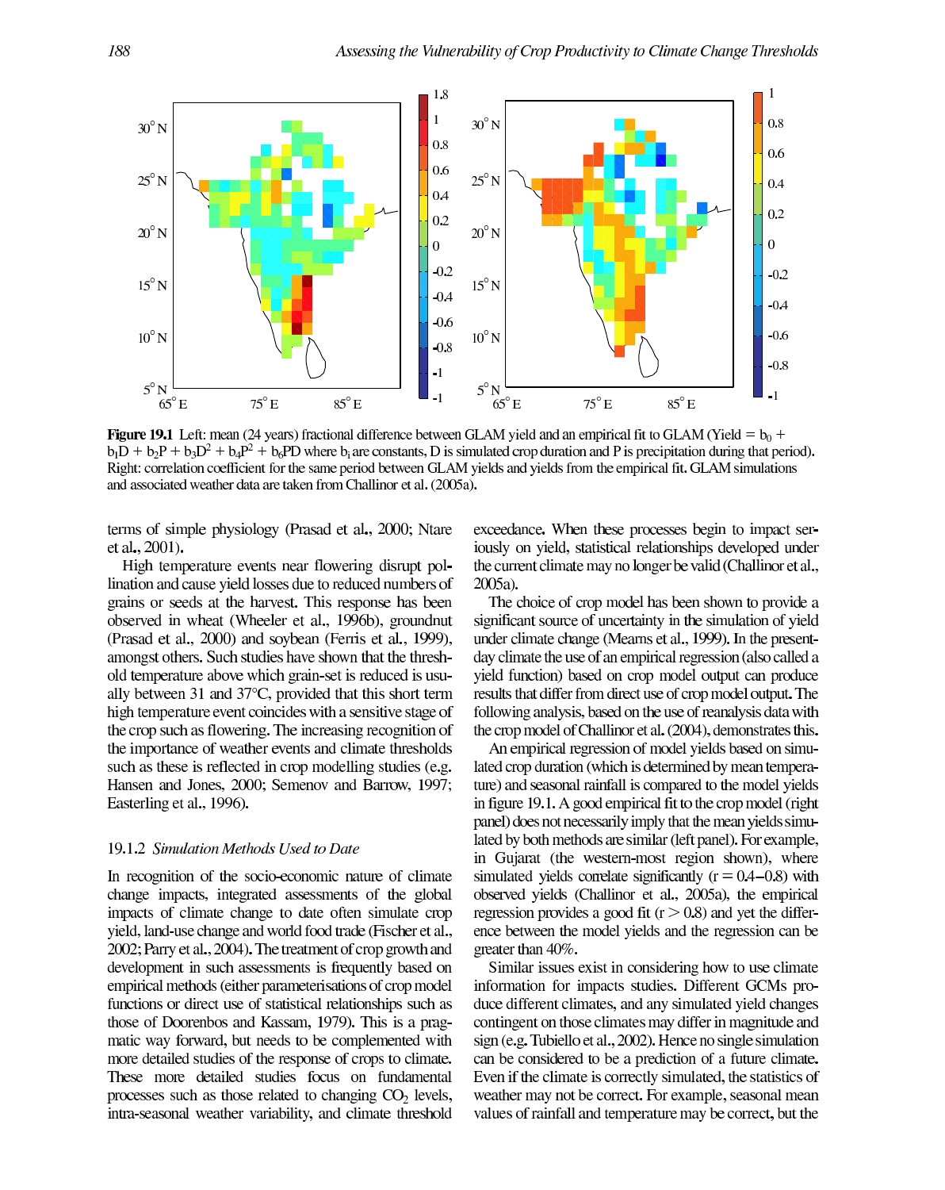**Figure 19.1** Left: mean (24 years) fractional difference between GLAM yield and an empirical fit to GLAM (Yield = $b_0 + b_1D + b_2P + b_3D^2 + b_4P^2 + b_6PD$ where $b_i$ are constants, D is simulated crop duration and P is precipitation during that period). Right: correlation coefficient for the same period between GLAM yields and yields from the empirical fit. GLAM simulations and associated weather data are taken from Challinor et al. (2005a).

terms of simple physiology (Prasad et al., 2000; Ntare et al., 2001).

High temperature events near flowering disrupt pollination and cause yield losses due to reduced numbers of grains or seeds at the harvest. This response has been observed in wheat (Wheeler et al., 1996b), groundnut (Prasad et al., 2000) and soybean (Ferris et al., 1999), amongst others. Such studies have shown that the threshold temperature above which grain-set is reduced is usually between 31 and 37°C, provided that this short term high temperature event coincides with a sensitive stage of the crop such as flowering. The increasing recognition of the importance of weather events and climate thresholds such as these is reflected in crop modelling studies (e.g. Hansen and Jones, 2000; Semenov and Barrow, 1997; Easterling et al., 1996).

### 19.1.2 *Simulation Methods Used to Date*

In recognition of the socio-economic nature of climate change impacts, integrated assessments of the global impacts of climate change to date often simulate crop yield, land-use change and world food trade (Fischer et al., 2002; Parry et al., 2004). The treatment of crop growth and development in such assessments is frequently based on empirical methods (either parameterisations of crop model functions or direct use of statistical relationships such as those of Doorenbos and Kassam, 1979). This is a pragmatic way forward, but needs to be complemented with more detailed studies of the response of crops to climate. These more detailed studies focus on fundamental processes such as those related to changing $CO_2$ levels, intra-seasonal weather variability, and climate threshold exceedance. When these processes begin to impact seriously on yield, statistical relationships developed under the current climate may no longer be valid (Challinor et al., 2005a).

The choice of crop model has been shown to provide a significant source of uncertainty in the simulation of yield under climate change (Mearns et al., 1999). In the present-day climate the use of an empirical regression (also called a yield function) based on crop model output can produce results that differ from direct use of crop model output. The following analysis, based on the use of reanalysis data with the crop model of Challinor et al. (2004), demonstrates this.

An empirical regression of model yields based on simulated crop duration (which is determined by mean temperature) and seasonal rainfall is compared to the model yields in figure 19.1. A good empirical fit to the crop model (right panel) does not necessarily imply that the mean yields simulated by both methods are similar (left panel). For example, in Gujarat (the western-most region shown), where simulated yields correlate significantly ($r = 0.4$–$0.8$) with observed yields (Challinor et al., 2005a), the empirical regression provides a good fit ($r > 0.8$) and yet the difference between the model yields and the regression can be greater than 40%.

Similar issues exist in considering how to use climate information for impacts studies. Different GCMs produce different climates, and any simulated yield changes contingent on those climates may differ in magnitude and sign (e.g. Tubiello et al., 2002). Hence no single simulation can be considered to be a prediction of a future climate. Even if the climate is correctly simulated, the statistics of weather may not be correct. For example, seasonal mean values of rainfall and temperature may be correct, but the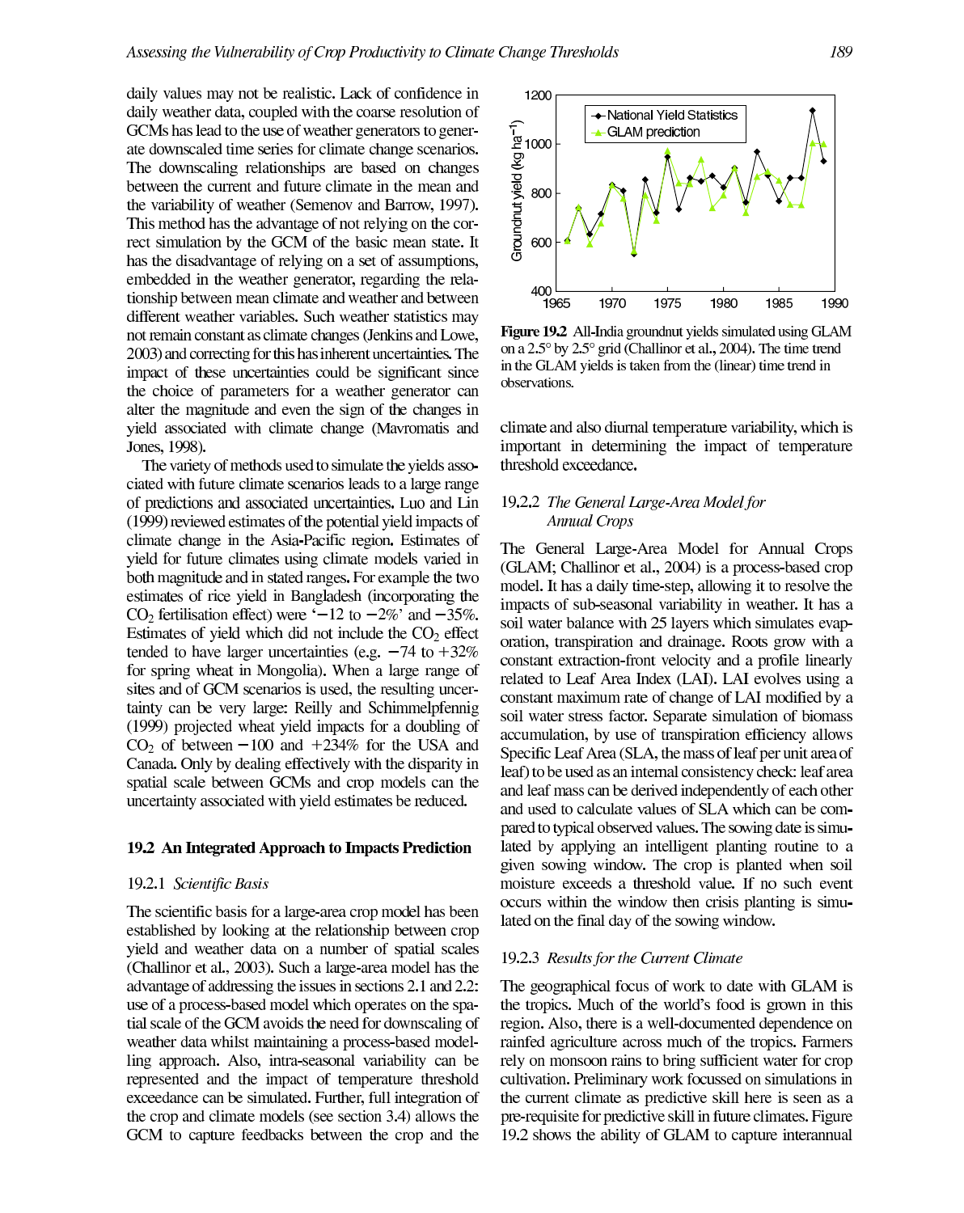daily values may not be realistic. Lack of confidence in daily weather data, coupled with the coarse resolution of GCMs has lead to the use of weather generators to generate downscaled time series for climate change scenarios. The downscaling relationships are based on changes between the current and future climate in the mean and the variability of weather (Semenov and Barrow, 1997). This method has the advantage of not relying on the correct simulation by the GCM of the basic mean state. It has the disadvantage of relying on a set of assumptions, embedded in the weather generator, regarding the relationship between mean climate and weather and between different weather variables. Such weather statistics may not remain constant as climate changes (Jenkins and Lowe, 2003) and correcting for this has inherent uncertainties. The impact of these uncertainties could be significant since the choice of parameters for a weather generator can alter the magnitude and even the sign of the changes in yield associated with climate change (Mavromatis and Jones, 1998).

The variety of methods used to simulate the yields associated with future climate scenarios leads to a large range of predictions and associated uncertainties. Luo and Lin (1999) reviewed estimates of the potential yield impacts of climate change in the Asia-Pacific region. Estimates of yield for future climates using climate models varied in both magnitude and in stated ranges. For example the two estimates of rice yield in Bangladesh (incorporating the $CO_2$ fertilisation effect) were '−12 to −2%' and −35%. Estimates of yield which did not include the $CO_2$ effect tended to have larger uncertainties (e.g. −74 to +32% for spring wheat in Mongolia). When a large range of sites and of GCM scenarios is used, the resulting uncertainty can be very large: Reilly and Schimmelpfennig (1999) projected wheat yield impacts for a doubling of $CO_2$ of between −100 and +234% for the USA and Canada. Only by dealing effectively with the disparity in spatial scale between GCMs and crop models can the uncertainty associated with yield estimates be reduced.

## 19.2 An Integrated Approach to Impacts Prediction

### 19.2.1 *Scientific Basis*

The scientific basis for a large-area crop model has been established by looking at the relationship between crop yield and weather data on a number of spatial scales (Challinor et al., 2003). Such a large-area model has the advantage of addressing the issues in sections 2.1 and 2.2: use of a process-based model which operates on the spatial scale of the GCM avoids the need for downscaling of weather data whilst maintaining a process-based modelling approach. Also, intra-seasonal variability can be represented and the impact of temperature threshold exceedance can be simulated. Further, full integration of the crop and climate models (see section 3.4) allows the GCM to capture feedbacks between the crop and the climate and also diurnal temperature variability, which is important in determining the impact of temperature threshold exceedance.

Groundnut yield (kg ha$^{-1}$)
1200
1000
800
600
400
1965 1970 1975 1980 1985 1990
National Yield Statistics
GLAM prediction

**Figure 19.2** All-India groundnut yields simulated using GLAM on a 2.5° by 2.5° grid (Challinor et al., 2004). The time trend in the GLAM yields is taken from the (linear) time trend in observations.

### 19.2.2 *The General Large-Area Model for Annual Crops*

The General Large-Area Model for Annual Crops (GLAM; Challinor et al., 2004) is a process-based crop model. It has a daily time-step, allowing it to resolve the impacts of sub-seasonal variability in weather. It has a soil water balance with 25 layers which simulates evaporation, transpiration and drainage. Roots grow with a constant extraction-front velocity and a profile linearly related to Leaf Area Index (LAI). LAI evolves using a constant maximum rate of change of LAI modified by a soil water stress factor. Separate simulation of biomass accumulation, by use of transpiration efficiency allows Specific Leaf Area (SLA, the mass of leaf per unit area of leaf) to be used as an internal consistency check: leaf area and leaf mass can be derived independently of each other and used to calculate values of SLA which can be compared to typical observed values. The sowing date is simulated by applying an intelligent planting routine to a given sowing window. The crop is planted when soil moisture exceeds a threshold value. If no such event occurs within the window then crisis planting is simulated on the final day of the sowing window.

### 19.2.3 *Results for the Current Climate*

The geographical focus of work to date with GLAM is the tropics. Much of the world's food is grown in this region. Also, there is a well-documented dependence on rainfed agriculture across much of the tropics. Farmers rely on monsoon rains to bring sufficient water for crop cultivation. Preliminary work focussed on simulations in the current climate as predictive skill here is seen as a pre-requisite for predictive skill in future climates. Figure 19.2 shows the ability of GLAM to capture interannual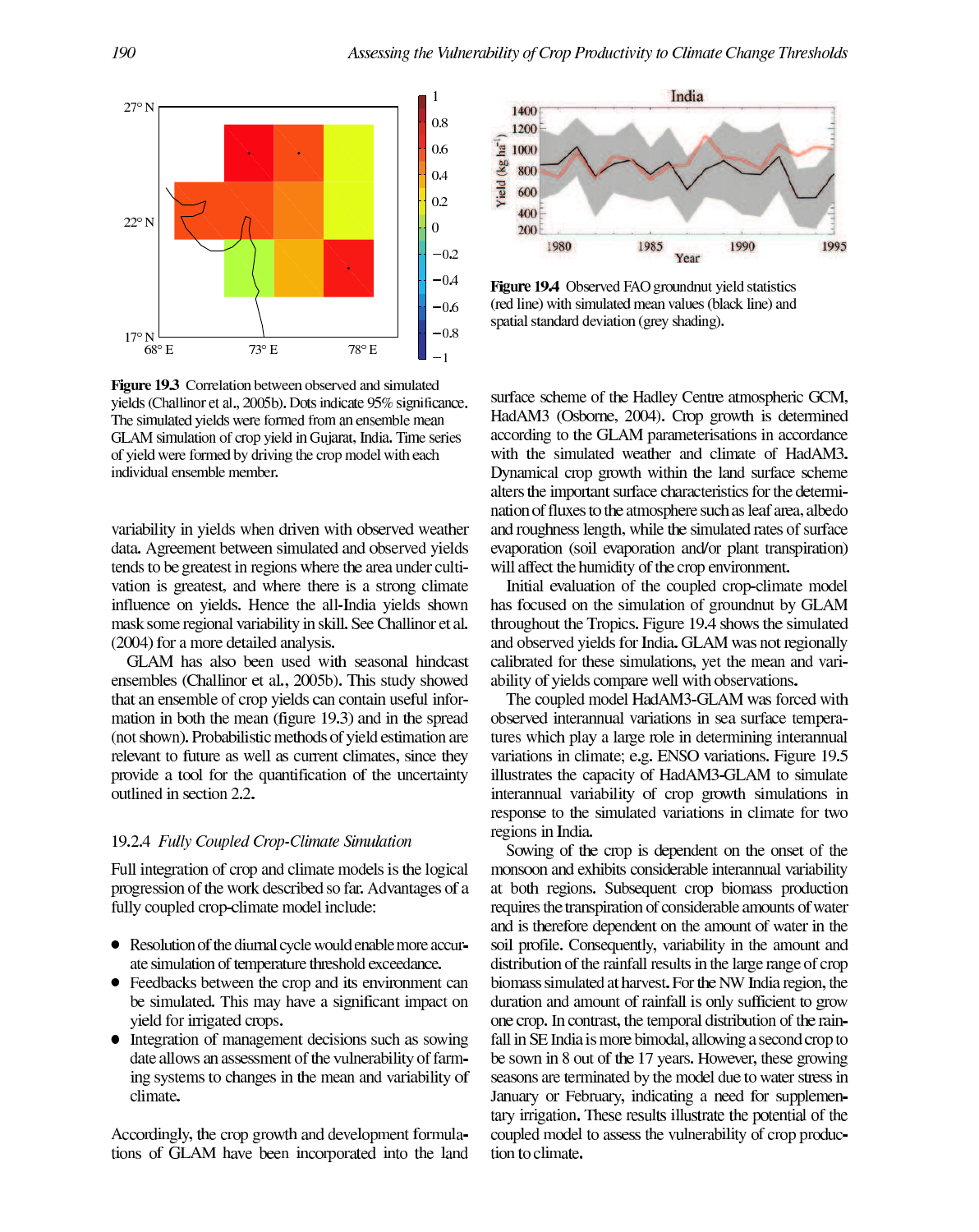Figure 19.3 Correlation between observed and simulated yields (Challinor et al., 2005b). Dots indicate 95% significance. The simulated yields were formed from an ensemble mean GLAM simulation of crop yield in Gujarat, India. Time series of yield were formed by driving the crop model with each individual ensemble member.

Figure 19.4 Observed FAO groundnut yield statistics (red line) with simulated mean values (black line) and spatial standard deviation (grey shading).

variability in yields when driven with observed weather data. Agreement between simulated and observed yields tends to be greatest in regions where the area under cultivation is greatest, and where there is a strong climate influence on yields. Hence the all-India yields shown mask some regional variability in skill. See Challinor et al. (2004) for a more detailed analysis.

GLAM has also been used with seasonal hindcast ensembles (Challinor et al., 2005b). This study showed that an ensemble of crop yields can contain useful information in both the mean (figure 19.3) and in the spread (not shown). Probabilistic methods of yield estimation are relevant to future as well as current climates, since they provide a tool for the quantification of the uncertainty outlined in section 2.2.

### 19.2.4 *Fully Coupled Crop-Climate Simulation*

Full integration of crop and climate models is the logical progression of the work described so far. Advantages of a fully coupled crop-climate model include:

- Resolution of the diurnal cycle would enable more accurate simulation of temperature threshold exceedance.
- Feedbacks between the crop and its environment can be simulated. This may have a significant impact on yield for irrigated crops.
- Integration of management decisions such as sowing date allows an assessment of the vulnerability of farming systems to changes in the mean and variability of climate.

Accordingly, the crop growth and development formulations of GLAM have been incorporated into the land surface scheme of the Hadley Centre atmospheric GCM, HadAM3 (Osborne, 2004). Crop growth is determined according to the GLAM parameterisations in accordance with the simulated weather and climate of HadAM3. Dynamical crop growth within the land surface scheme alters the important surface characteristics for the determination of fluxes to the atmosphere such as leaf area, albedo and roughness length, while the simulated rates of surface evaporation (soil evaporation and/or plant transpiration) will affect the humidity of the crop environment.

Initial evaluation of the coupled crop-climate model has focused on the simulation of groundnut by GLAM throughout the Tropics. Figure 19.4 shows the simulated and observed yields for India. GLAM was not regionally calibrated for these simulations, yet the mean and variability of yields compare well with observations.

The coupled model HadAM3-GLAM was forced with observed interannual variations in sea surface temperatures which play a large role in determining interannual variations in climate; e.g. ENSO variations. Figure 19.5 illustrates the capacity of HadAM3-GLAM to simulate interannual variability of crop growth simulations in response to the simulated variations in climate for two regions in India.

Sowing of the crop is dependent on the onset of the monsoon and exhibits considerable interannual variability at both regions. Subsequent crop biomass production requires the transpiration of considerable amounts of water and is therefore dependent on the amount of water in the soil profile. Consequently, variability in the amount and distribution of the rainfall results in the large range of crop biomass simulated at harvest. For the NW India region, the duration and amount of rainfall is only sufficient to grow one crop. In contrast, the temporal distribution of the rainfall in SE India is more bimodal, allowing a second crop to be sown in 8 out of the 17 years. However, these growing seasons are terminated by the model due to water stress in January or February, indicating a need for supplementary irrigation. These results illustrate the potential of the coupled model to assess the vulnerability of crop production to climate.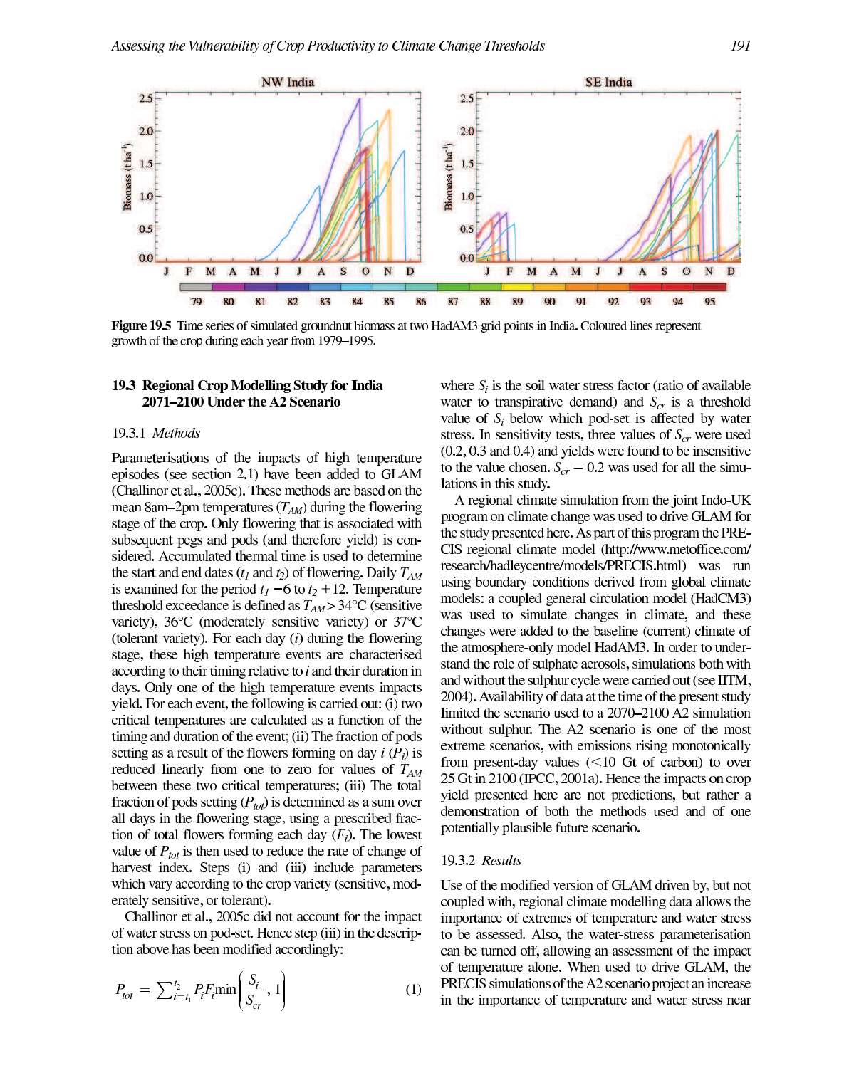Figure 19.5 Time series of simulated groundnut biomass at two HadAM3 grid points in India. Coloured lines represent growth of the crop during each year from 1979–1995.

## 19.3 Regional Crop Modelling Study for India 2071–2100 Under the A2 Scenario

### 19.3.1 *Methods*

Parameterisations of the impacts of high temperature episodes (see section 2.1) have been added to GLAM (Challinor et al., 2005c). These methods are based on the mean 8am–2pm temperatures ($T_{AM}$) during the flowering stage of the crop. Only flowering that is associated with subsequent pegs and pods (and therefore yield) is considered. Accumulated thermal time is used to determine the start and end dates ($t_1$ and $t_2$) of flowering. Daily $T_{AM}$ is examined for the period $t_1 - 6$ to $t_2 + 12$. Temperature threshold exceedance is defined as $T_{AM} > 34$°C (sensitive variety), 36°C (moderately sensitive variety) or 37°C (tolerant variety). For each day ($i$) during the flowering stage, these high temperature events are characterised according to their timing relative to $i$ and their duration in days. Only one of the high temperature events impacts yield. For each event, the following is carried out: (i) two critical temperatures are calculated as a function of the timing and duration of the event; (ii) The fraction of pods setting as a result of the flowers forming on day $i$ ($P_i$) is reduced linearly from one to zero for values of $T_{AM}$ between these two critical temperatures; (iii) The total fraction of pods setting ($P_{tot}$) is determined as a sum over all days in the flowering stage, using a prescribed fraction of total flowers forming each day ($F_i$). The lowest value of $P_{tot}$ is then used to reduce the rate of change of harvest index. Steps (i) and (iii) include parameters which vary according to the crop variety (sensitive, moderately sensitive, or tolerant).

Challinor et al., 2005c did not account for the impact of water stress on pod-set. Hence step (iii) in the description above has been modified accordingly:

$$P_{tot} = \sum_{i=t_1}^{t_2} P_i F_i \min\left(\frac{S_i}{S_{cr}}, 1\right) \qquad (1)$$

where $S_i$ is the soil water stress factor (ratio of available water to transpirative demand) and $S_{cr}$ is a threshold value of $S_i$ below which pod-set is affected by water stress. In sensitivity tests, three values of $S_{cr}$ were used (0.2, 0.3 and 0.4) and yields were found to be insensitive to the value chosen. $S_{cr} = 0.2$ was used for all the simulations in this study.

A regional climate simulation from the joint Indo-UK program on climate change was used to drive GLAM for the study presented here. As part of this program the PRECIS regional climate model (http://www.metoffice.com/research/hadleycentre/models/PRECIS.html) was run using boundary conditions derived from global climate models: a coupled general circulation model (HadCM3) was used to simulate changes in climate, and these changes were added to the baseline (current) climate of the atmosphere-only model HadAM3. In order to understand the role of sulphate aerosols, simulations both with and without the sulphur cycle were carried out (see IITM, 2004). Availability of data at the time of the present study limited the scenario used to a 2070–2100 A2 simulation without sulphur. The A2 scenario is one of the most extreme scenarios, with emissions rising monotonically from present-day values (<10 Gt of carbon) to over 25 Gt in 2100 (IPCC, 2001a). Hence the impacts on crop yield presented here are not predictions, but rather a demonstration of both the methods used and of one potentially plausible future scenario.

### 19.3.2 *Results*

Use of the modified version of GLAM driven by, but not coupled with, regional climate modelling data allows the importance of extremes of temperature and water stress to be assessed. Also, the water-stress parameterisation can be turned off, allowing an assessment of the impact of temperature alone. When used to drive GLAM, the PRECIS simulations of the A2 scenario project an increase in the importance of temperature and water stress near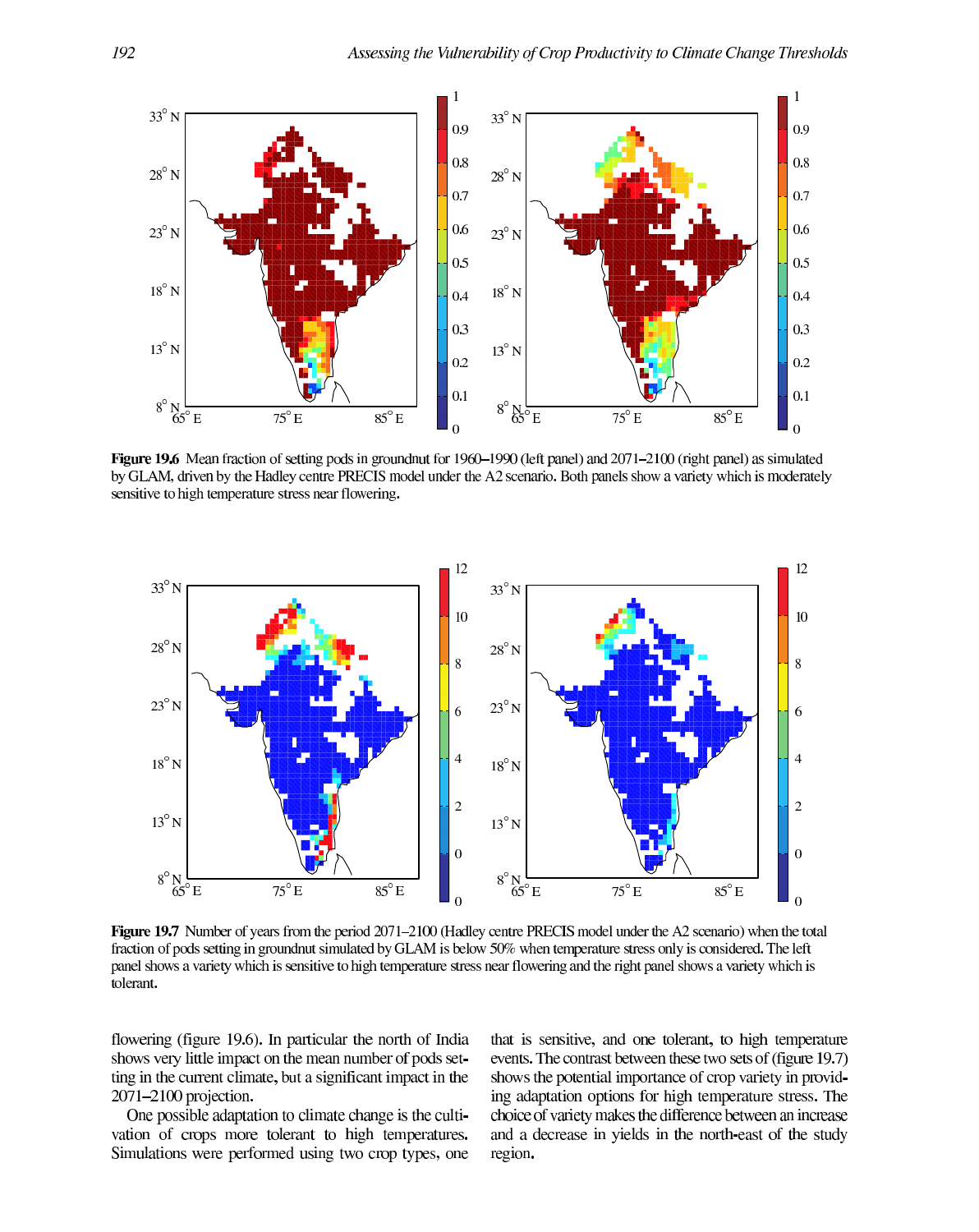**Figure 19.6** Mean fraction of setting pods in groundnut for 1960–1990 (left panel) and 2071–2100 (right panel) as simulated by GLAM, driven by the Hadley centre PRECIS model under the A2 scenario. Both panels show a variety which is moderately sensitive to high temperature stress near flowering.

**Figure 19.7** Number of years from the period 2071–2100 (Hadley centre PRECIS model under the A2 scenario) when the total fraction of pods setting in groundnut simulated by GLAM is below 50% when temperature stress only is considered. The left panel shows a variety which is sensitive to high temperature stress near flowering and the right panel shows a variety which is tolerant.

flowering (figure 19.6). In particular the north of India shows very little impact on the mean number of pods setting in the current climate, but a significant impact in the 2071–2100 projection.

One possible adaptation to climate change is the cultivation of crops more tolerant to high temperatures. Simulations were performed using two crop types, one that is sensitive, and one tolerant, to high temperature events. The contrast between these two sets of (figure 19.7) shows the potential importance of crop variety in providing adaptation options for high temperature stress. The choice of variety makes the difference between an increase and a decrease in yields in the north-east of the study region.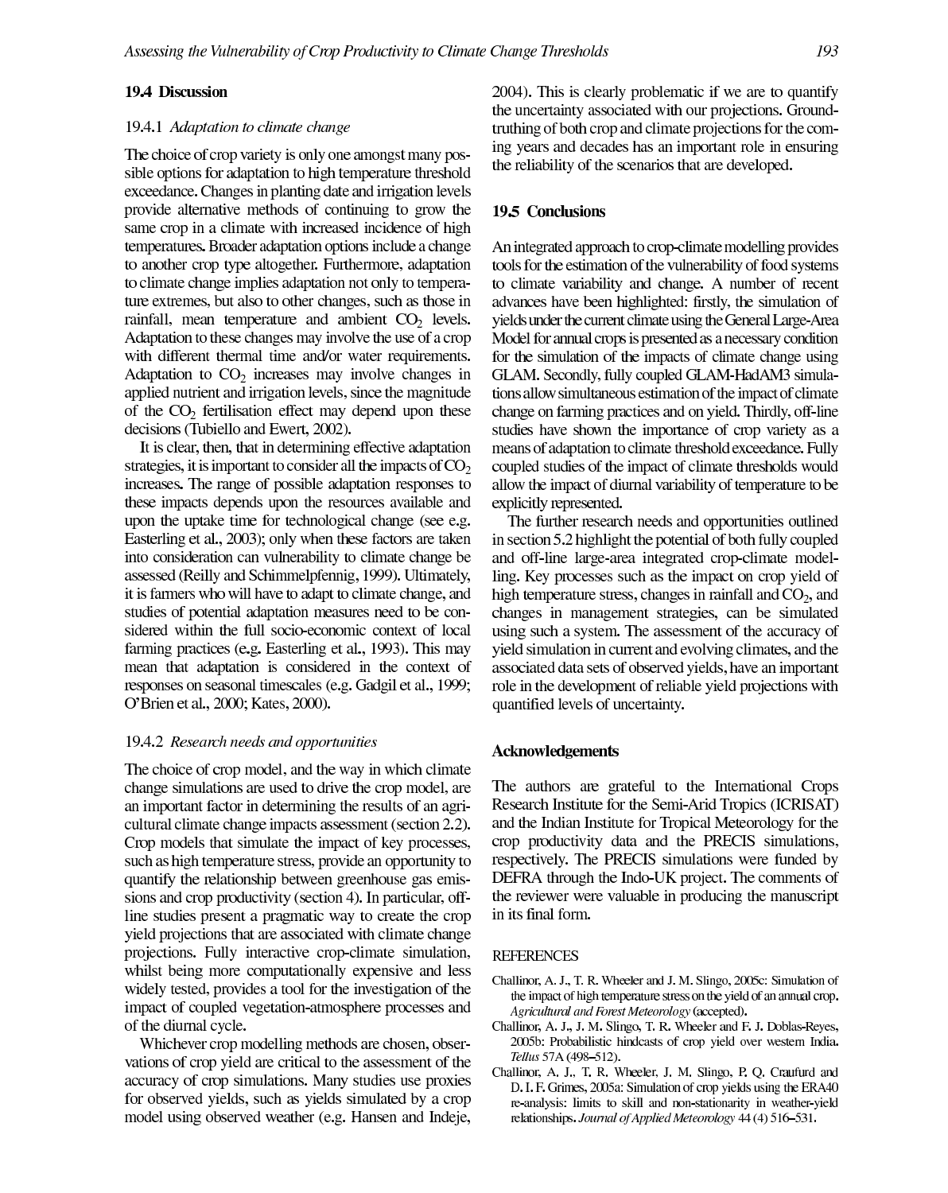## 19.4 Discussion

### 19.4.1 *Adaptation to climate change*

The choice of crop variety is only one amongst many possible options for adaptation to high temperature threshold exceedance. Changes in planting date and irrigation levels provide alternative methods of continuing to grow the same crop in a climate with increased incidence of high temperatures. Broader adaptation options include a change to another crop type altogether. Furthermore, adaptation to climate change implies adaptation not only to temperature extremes, but also to other changes, such as those in rainfall, mean temperature and ambient $CO_2$ levels. Adaptation to these changes may involve the use of a crop with different thermal time and/or water requirements. Adaptation to $CO_2$ increases may involve changes in applied nutrient and irrigation levels, since the magnitude of the $CO_2$ fertilisation effect may depend upon these decisions (Tubiello and Ewert, 2002).

It is clear, then, that in determining effective adaptation strategies, it is important to consider all the impacts of $CO_2$ increases. The range of possible adaptation responses to these impacts depends upon the resources available and upon the uptake time for technological change (see e.g. Easterling et al., 2003); only when these factors are taken into consideration can vulnerability to climate change be assessed (Reilly and Schimmelpfennig, 1999). Ultimately, it is farmers who will have to adapt to climate change, and studies of potential adaptation measures need to be considered within the full socio-economic context of local farming practices (e.g. Easterling et al., 1993). This may mean that adaptation is considered in the context of responses on seasonal timescales (e.g. Gadgil et al., 1999; O'Brien et al., 2000; Kates, 2000).

### 19.4.2 *Research needs and opportunities*

The choice of crop model, and the way in which climate change simulations are used to drive the crop model, are an important factor in determining the results of an agricultural climate change impacts assessment (section 2.2). Crop models that simulate the impact of key processes, such as high temperature stress, provide an opportunity to quantify the relationship between greenhouse gas emissions and crop productivity (section 4). In particular, off-line studies present a pragmatic way to create the crop yield projections that are associated with climate change projections. Fully interactive crop-climate simulation, whilst being more computationally expensive and less widely tested, provides a tool for the investigation of the impact of coupled vegetation-atmosphere processes and of the diurnal cycle.

Whichever crop modelling methods are chosen, observations of crop yield are critical to the assessment of the accuracy of crop simulations. Many studies use proxies for observed yields, such as yields simulated by a crop model using observed weather (e.g. Hansen and Indeje, 2004). This is clearly problematic if we are to quantify the uncertainty associated with our projections. Ground-truthing of both crop and climate projections for the coming years and decades has an important role in ensuring the reliability of the scenarios that are developed.

## 19.5 Conclusions

An integrated approach to crop-climate modelling provides tools for the estimation of the vulnerability of food systems to climate variability and change. A number of recent advances have been highlighted: firstly, the simulation of yields under the current climate using the General Large-Area Model for annual crops is presented as a necessary condition for the simulation of the impacts of climate change using GLAM. Secondly, fully coupled GLAM-HadAM3 simulations allow simultaneous estimation of the impact of climate change on farming practices and on yield. Thirdly, off-line studies have shown the importance of crop variety as a means of adaptation to climate threshold exceedance. Fully coupled studies of the impact of climate thresholds would allow the impact of diurnal variability of temperature to be explicitly represented.

The further research needs and opportunities outlined in section 5.2 highlight the potential of both fully coupled and off-line large-area integrated crop-climate modelling. Key processes such as the impact on crop yield of high temperature stress, changes in rainfall and $CO_2$, and changes in management strategies, can be simulated using such a system. The assessment of the accuracy of yield simulation in current and evolving climates, and the associated data sets of observed yields, have an important role in the development of reliable yield projections with quantified levels of uncertainty.

## Acknowledgements

The authors are grateful to the International Crops Research Institute for the Semi-Arid Tropics (ICRISAT) and the Indian Institute for Tropical Meteorology for the crop productivity data and the PRECIS simulations, respectively. The PRECIS simulations were funded by DEFRA through the Indo-UK project. The comments of the reviewer were valuable in producing the manuscript in its final form.

## REFERENCES

Challinor, A. J., T. R. Wheeler and J. M. Slingo, 2005c: Simulation of the impact of high temperature stress on the yield of an annual crop. *Agricultural and Forest Meteorology* (accepted).

Challinor, A. J., J. M. Slingo, T. R. Wheeler and F. J. Doblas-Reyes, 2005b: Probabilistic hindcasts of crop yield over western India. *Tellus* 57A (498–512).

Challinor, A. J., T. R. Wheeler, J. M. Slingo, P. Q. Craufurd and D. I. F. Grimes, 2005a: Simulation of crop yields using the ERA40 re-analysis: limits to skill and non-stationarity in weather-yield relationships. *Journal of Applied Meteorology* 44 (4) 516–531.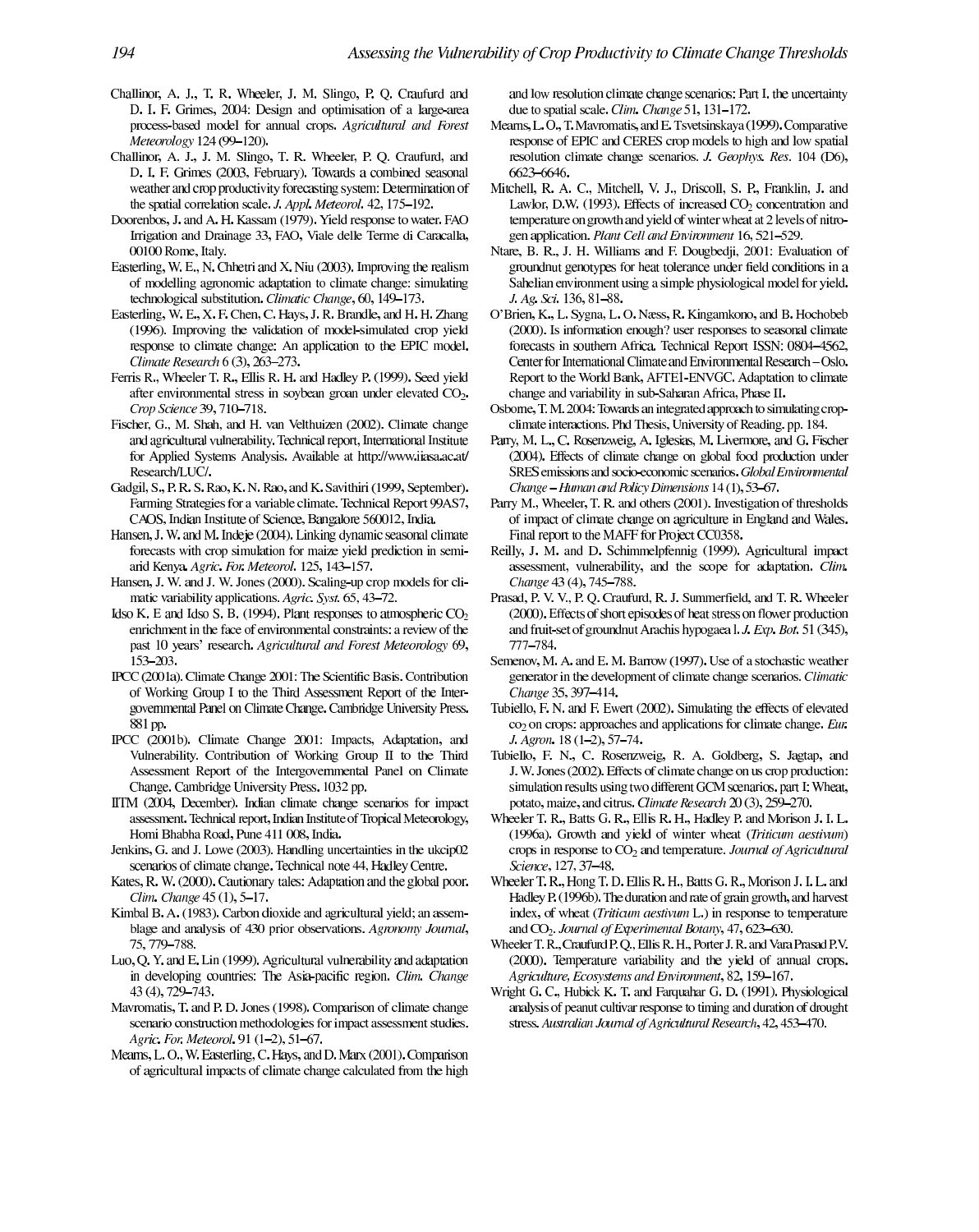Challinor, A. J., T. R. Wheeler, J. M. Slingo, P. Q. Craufurd and D. I. F. Grimes, 2004: Design and optimisation of a large-area process-based model for annual crops. *Agricultural and Forest Meteorology* 124 (99–120).

Challinor, A. J., J. M. Slingo, T. R. Wheeler, P. Q. Craufurd, and D. I. F. Grimes (2003, February). Towards a combined seasonal weather and crop productivity forecasting system: Determination of the spatial correlation scale. *J. Appl. Meteorol.* 42, 175–192.

Doorenbos, J. and A. H. Kassam (1979). Yield response to water. FAO Irrigation and Drainage 33, FAO, Viale delle Terme di Caracalla, 00100 Rome, Italy.

Easterling, W. E., N. Chhetri and X. Niu (2003). Improving the realism of modelling agronomic adaptation to climate change: simulating technological substitution. *Climatic Change*, 60, 149–173.

Easterling, W. E., X. F. Chen, C. Hays, J. R. Brandle, and H. H. Zhang (1996). Improving the validation of model-simulated crop yield response to climate change: An application to the EPIC model. *Climate Research* 6 (3), 263–273.

Ferris R., Wheeler T. R., Ellis R. H. and Hadley P. (1999). Seed yield after environmental stress in soybean groan under elevated $CO_2$. *Crop Science* 39, 710–718.

Fischer, G., M. Shah, and H. van Velthuizen (2002). Climate change and agricultural vulnerability. Technical report, International Institute for Applied Systems Analysis. Available at http://www.iiasa.ac.at/Research/LUC/.

Gadgil, S., P. R. S. Rao, K. N. Rao, and K. Savithiri (1999, September). Farming Strategies for a variable climate. Technical Report 99AS7, CAOS, Indian Institute of Science, Bangalore 560012, India.

Hansen, J. W. and M. Indeje (2004). Linking dynamic seasonal climate forecasts with crop simulation for maize yield prediction in semi-arid Kenya. *Agric. For. Meteorol.* 125, 143–157.

Hansen, J. W. and J. W. Jones (2000). Scaling-up crop models for climatic variability applications. *Agric. Syst.* 65, 43–72.

Idso K. E and Idso S. B. (1994). Plant responses to atmospheric $CO_2$ enrichment in the face of environmental constraints: a review of the past 10 years' research. *Agricultural and Forest Meteorology* 69, 153–203.

IPCC (2001a). Climate Change 2001: The Scientific Basis. Contribution of Working Group I to the Third Assessment Report of the Intergovernmental Panel on Climate Change. Cambridge University Press. 881 pp.

IPCC (2001b). Climate Change 2001: Impacts, Adaptation, and Vulnerability. Contribution of Working Group II to the Third Assessment Report of the Intergovernmental Panel on Climate Change. Cambridge University Press. 1032 pp.

IITM (2004, December). Indian climate change scenarios for impact assessment. Technical report, Indian Institute of Tropical Meteorology, Homi Bhabha Road, Pune 411 008, India.

Jenkins, G. and J. Lowe (2003). Handling uncertainties in the ukcip02 scenarios of climate change. Technical note 44, Hadley Centre.

Kates, R. W. (2000). Cautionary tales: Adaptation and the global poor. *Clim. Change* 45 (1), 5–17.

Kimbal B. A. (1983). Carbon dioxide and agricultural yield; an assemblage and analysis of 430 prior observations. *Agronomy Journal*, 75, 779–788.

Luo, Q. Y. and E. Lin (1999). Agricultural vulnerability and adaptation in developing countries: The Asia-pacific region. *Clim. Change* 43 (4), 729–743.

Mavromatis, T. and P. D. Jones (1998). Comparison of climate change scenario construction methodologies for impact assessment studies. *Agric. For. Meteorol.* 91 (1–2), 51–67.

Mearns, L. O., W. Easterling, C. Hays, and D. Marx (2001). Comparison of agricultural impacts of climate change calculated from the high and low resolution climate change scenarios: Part I. the uncertainty due to spatial scale. *Clim. Change* 51, 131–172.

Mearns, L. O., T. Mavromatis, and E. Tsvetsinskaya (1999). Comparative response of EPIC and CERES crop models to high and low spatial resolution climate change scenarios. *J. Geophys. Res.* 104 (D6), 6623–6646.

Mitchell, R. A. C., Mitchell, V. J., Driscoll, S. P., Franklin, J. and Lawlor, D.W. (1993). Effects of increased $CO_2$ concentration and temperature on growth and yield of winter wheat at 2 levels of nitrogen application. *Plant Cell and Environment* 16, 521–529.

Ntare, B. R., J. H. Williams and F. Dougbedji, 2001: Evaluation of groundnut genotypes for heat tolerance under field conditions in a Sahelian environment using a simple physiological model for yield. *J. Ag. Sci.* 136, 81–88.

O'Brien, K., L. Sygna, L. O. Næss, R. Kingamkono, and B. Hochobeb (2000). Is information enough? user responses to seasonal climate forecasts in southern Africa. Technical Report ISSN: 0804–4562, Center for International Climate and Environmental Research – Oslo. Report to the World Bank, AFTE1-ENVGC. Adaptation to climate change and variability in sub-Saharan Africa, Phase II.

Osborne, T. M. 2004: Towards an integrated approach to simulating crop-climate interactions. Phd Thesis, University of Reading. pp. 184.

Parry, M. L., C. Rosenzweig, A. Iglesias, M. Livermore, and G. Fischer (2004). Effects of climate change on global food production under SRES emissions and socio-economic scenarios. *Global Environmental Change – Human and Policy Dimensions* 14 (1), 53–67.

Parry M., Wheeler, T. R. and others (2001). Investigation of thresholds of impact of climate change on agriculture in England and Wales. Final report to the MAFF for Project CC0358.

Reilly, J. M. and D. Schimmelpfennig (1999). Agricultural impact assessment, vulnerability, and the scope for adaptation. *Clim. Change* 43 (4), 745–788.

Prasad, P. V. V., P. Q. Craufurd, R. J. Summerfield, and T. R. Wheeler (2000). Effects of short episodes of heat stress on flower production and fruit-set of groundnut Arachis hypogaea l. *J. Exp. Bot.* 51 (345), 777–784.

Semenov, M. A. and E. M. Barrow (1997). Use of a stochastic weather generator in the development of climate change scenarios. *Climatic Change* 35, 397–414.

Tubiello, F. N. and F. Ewert (2002). Simulating the effects of elevated $co_2$ on crops: approaches and applications for climate change. *Eur. J. Agron.* 18 (1–2), 57–74.

Tubiello, F. N., C. Rosenzweig, R. A. Goldberg, S. Jagtap, and J. W. Jones (2002). Effects of climate change on us crop production: simulation results using two different GCM scenarios. part I: Wheat, potato, maize, and citrus. *Climate Research* 20 (3), 259–270.

Wheeler T. R., Batts G. R., Ellis R. H., Hadley P. and Morison J. I. L. (1996a). Growth and yield of winter wheat (*Triticum aestivum*) crops in response to $CO_2$ and temperature. *Journal of Agricultural Science*, 127, 37–48.

Wheeler T. R., Hong T. D. Ellis R. H., Batts G. R., Morison J. I. L. and Hadley P. (1996b). The duration and rate of grain growth, and harvest index, of wheat (*Triticum aestivum* L.) in response to temperature and $CO_2$. *Journal of Experimental Botany*, 47, 623–630.

Wheeler T. R., Craufurd P. Q., Ellis R. H., Porter J. R. and Vara Prasad P.V. (2000). Temperature variability and the yield of annual crops. *Agriculture, Ecosystems and Environment*, 82, 159–167.

Wright G. C., Hubick K. T. and Farquahar G. D. (1991). Physiological analysis of peanut cultivar response to timing and duration of drought stress. *Australian Journal of Agricultural Research*, 42, 453–470.